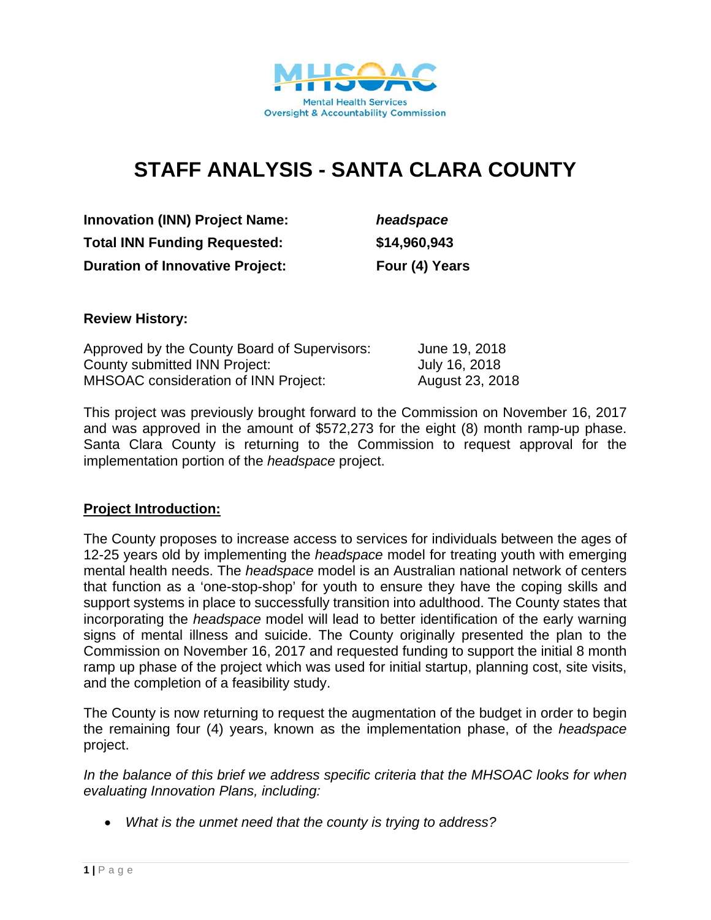Mental Health Services Oversight & Accountability Commission

# STAFF ANALYSIS - SANTA CLARA COUNTY

| | |
|---|---|
| **Innovation (INN) Project Name:** | ***headspace*** |
| **Total INN Funding Requested:** | **$14,960,943** |
| **Duration of Innovative Project:** | **Four (4) Years** |

**Review History:**

| | |
|---|---|
| Approved by the County Board of Supervisors: | June 19, 2018 |
| County submitted INN Project: | July 16, 2018 |
| MHSOAC consideration of INN Project: | August 23, 2018 |

This project was previously brought forward to the Commission on November 16, 2017 and was approved in the amount of $572,273 for the eight (8) month ramp-up phase. Santa Clara County is returning to the Commission to request approval for the implementation portion of the *headspace* project.

## Project Introduction:

The County proposes to increase access to services for individuals between the ages of 12-25 years old by implementing the *headspace* model for treating youth with emerging mental health needs. The *headspace* model is an Australian national network of centers that function as a 'one-stop-shop' for youth to ensure they have the coping skills and support systems in place to successfully transition into adulthood. The County states that incorporating the *headspace* model will lead to better identification of the early warning signs of mental illness and suicide. The County originally presented the plan to the Commission on November 16, 2017 and requested funding to support the initial 8 month ramp up phase of the project which was used for initial startup, planning cost, site visits, and the completion of a feasibility study.

The County is now returning to request the augmentation of the budget in order to begin the remaining four (4) years, known as the implementation phase, of the *headspace* project.

*In the balance of this brief we address specific criteria that the MHSOAC looks for when evaluating Innovation Plans, including:*

- *What is the unmet need that the county is trying to address?*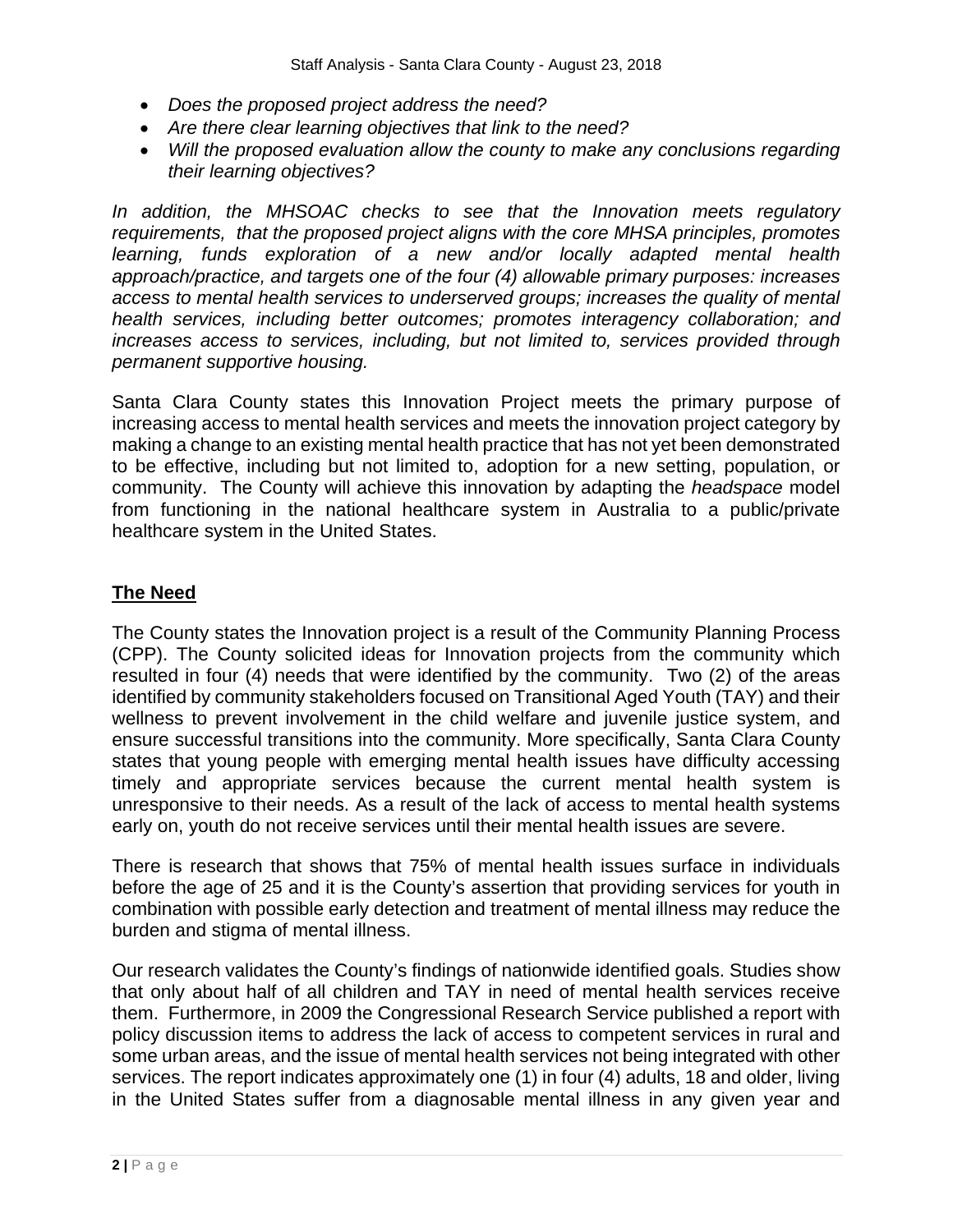- *Does the proposed project address the need?*
- *Are there clear learning objectives that link to the need?*
- *Will the proposed evaluation allow the county to make any conclusions regarding their learning objectives?*

*In addition, the MHSOAC checks to see that the Innovation meets regulatory requirements, that the proposed project aligns with the core MHSA principles, promotes learning, funds exploration of a new and/or locally adapted mental health approach/practice, and targets one of the four (4) allowable primary purposes: increases access to mental health services to underserved groups; increases the quality of mental health services, including better outcomes; promotes interagency collaboration; and increases access to services, including, but not limited to, services provided through permanent supportive housing.*

Santa Clara County states this Innovation Project meets the primary purpose of increasing access to mental health services and meets the innovation project category by making a change to an existing mental health practice that has not yet been demonstrated to be effective, including but not limited to, adoption for a new setting, population, or community. The County will achieve this innovation by adapting the *headspace* model from functioning in the national healthcare system in Australia to a public/private healthcare system in the United States.

## The Need

The County states the Innovation project is a result of the Community Planning Process (CPP). The County solicited ideas for Innovation projects from the community which resulted in four (4) needs that were identified by the community. Two (2) of the areas identified by community stakeholders focused on Transitional Aged Youth (TAY) and their wellness to prevent involvement in the child welfare and juvenile justice system, and ensure successful transitions into the community. More specifically, Santa Clara County states that young people with emerging mental health issues have difficulty accessing timely and appropriate services because the current mental health system is unresponsive to their needs. As a result of the lack of access to mental health systems early on, youth do not receive services until their mental health issues are severe.

There is research that shows that 75% of mental health issues surface in individuals before the age of 25 and it is the County's assertion that providing services for youth in combination with possible early detection and treatment of mental illness may reduce the burden and stigma of mental illness.

Our research validates the County's findings of nationwide identified goals. Studies show that only about half of all children and TAY in need of mental health services receive them. Furthermore, in 2009 the Congressional Research Service published a report with policy discussion items to address the lack of access to competent services in rural and some urban areas, and the issue of mental health services not being integrated with other services. The report indicates approximately one (1) in four (4) adults, 18 and older, living in the United States suffer from a diagnosable mental illness in any given year and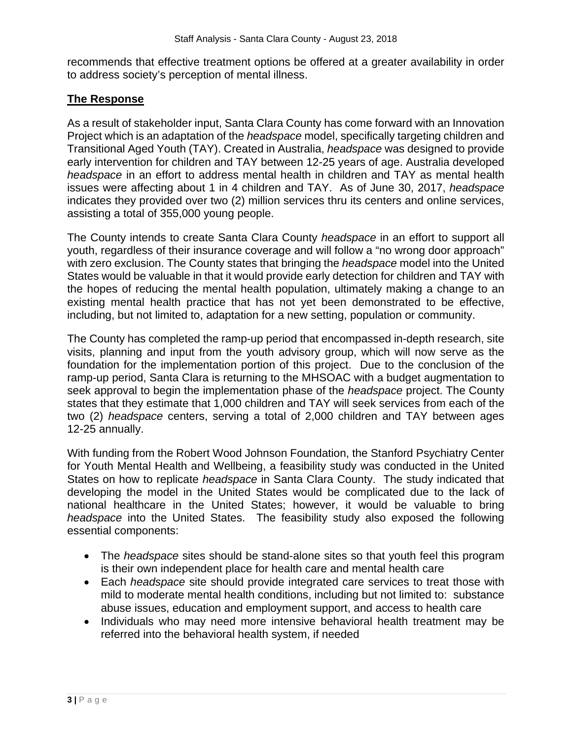recommends that effective treatment options be offered at a greater availability in order to address society's perception of mental illness.

## The Response

As a result of stakeholder input, Santa Clara County has come forward with an Innovation Project which is an adaptation of the *headspace* model, specifically targeting children and Transitional Aged Youth (TAY). Created in Australia, *headspace* was designed to provide early intervention for children and TAY between 12-25 years of age. Australia developed *headspace* in an effort to address mental health in children and TAY as mental health issues were affecting about 1 in 4 children and TAY. As of June 30, 2017, *headspace* indicates they provided over two (2) million services thru its centers and online services, assisting a total of 355,000 young people.

The County intends to create Santa Clara County *headspace* in an effort to support all youth, regardless of their insurance coverage and will follow a "no wrong door approach" with zero exclusion. The County states that bringing the *headspace* model into the United States would be valuable in that it would provide early detection for children and TAY with the hopes of reducing the mental health population, ultimately making a change to an existing mental health practice that has not yet been demonstrated to be effective, including, but not limited to, adaptation for a new setting, population or community.

The County has completed the ramp-up period that encompassed in-depth research, site visits, planning and input from the youth advisory group, which will now serve as the foundation for the implementation portion of this project. Due to the conclusion of the ramp-up period, Santa Clara is returning to the MHSOAC with a budget augmentation to seek approval to begin the implementation phase of the *headspace* project. The County states that they estimate that 1,000 children and TAY will seek services from each of the two (2) *headspace* centers, serving a total of 2,000 children and TAY between ages 12-25 annually.

With funding from the Robert Wood Johnson Foundation, the Stanford Psychiatry Center for Youth Mental Health and Wellbeing, a feasibility study was conducted in the United States on how to replicate *headspace* in Santa Clara County. The study indicated that developing the model in the United States would be complicated due to the lack of national healthcare in the United States; however, it would be valuable to bring *headspace* into the United States. The feasibility study also exposed the following essential components:

- The *headspace* sites should be stand-alone sites so that youth feel this program is their own independent place for health care and mental health care
- Each *headspace* site should provide integrated care services to treat those with mild to moderate mental health conditions, including but not limited to: substance abuse issues, education and employment support, and access to health care
- Individuals who may need more intensive behavioral health treatment may be referred into the behavioral health system, if needed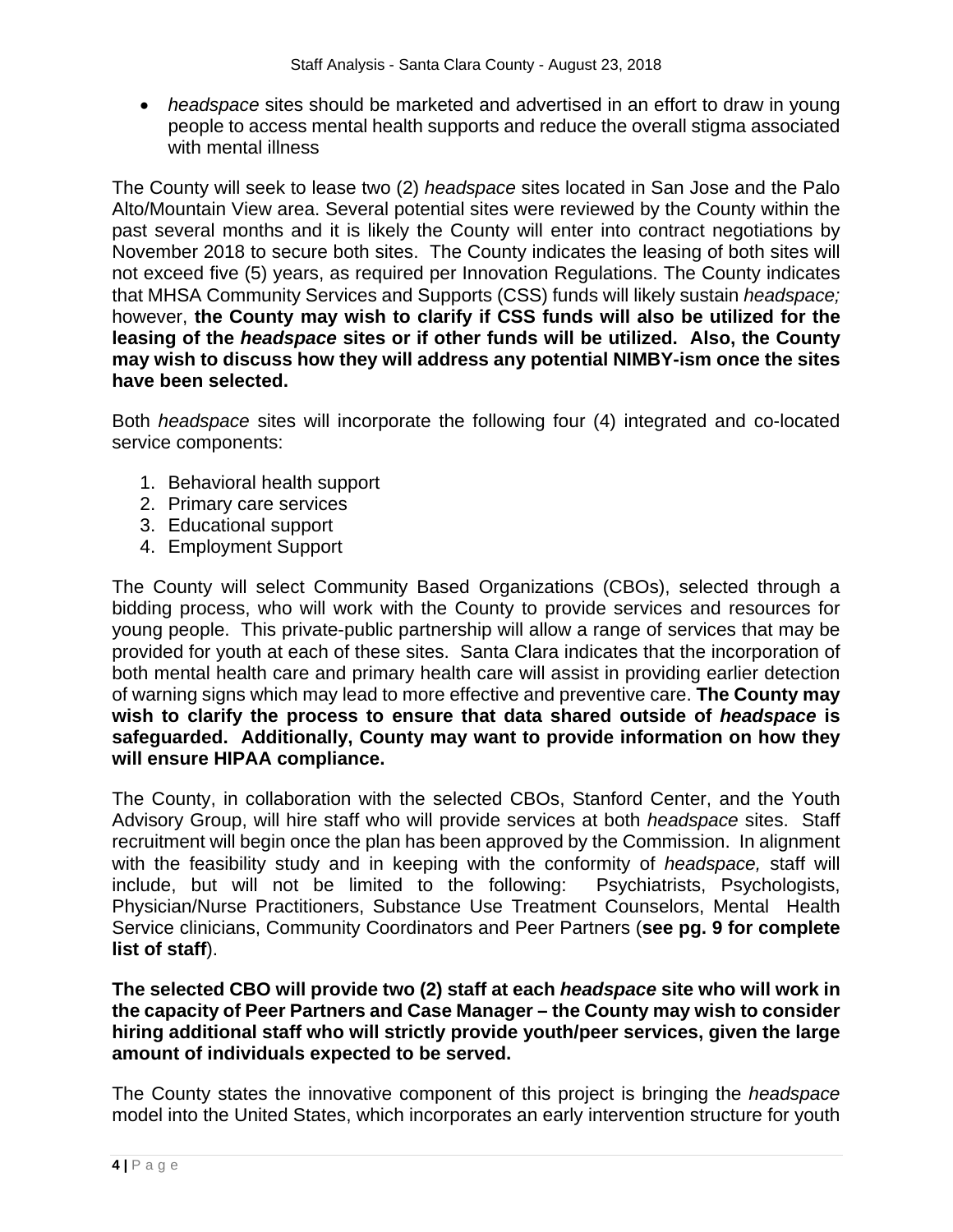- *headspace* sites should be marketed and advertised in an effort to draw in young people to access mental health supports and reduce the overall stigma associated with mental illness

The County will seek to lease two (2) *headspace* sites located in San Jose and the Palo Alto/Mountain View area. Several potential sites were reviewed by the County within the past several months and it is likely the County will enter into contract negotiations by November 2018 to secure both sites. The County indicates the leasing of both sites will not exceed five (5) years, as required per Innovation Regulations. The County indicates that MHSA Community Services and Supports (CSS) funds will likely sustain *headspace;* however, **the County may wish to clarify if CSS funds will also be utilized for the leasing of the *headspace* sites or if other funds will be utilized. Also, the County may wish to discuss how they will address any potential NIMBY-ism once the sites have been selected.**

Both *headspace* sites will incorporate the following four (4) integrated and co-located service components:

1. Behavioral health support
2. Primary care services
3. Educational support
4. Employment Support

The County will select Community Based Organizations (CBOs), selected through a bidding process, who will work with the County to provide services and resources for young people. This private-public partnership will allow a range of services that may be provided for youth at each of these sites. Santa Clara indicates that the incorporation of both mental health care and primary health care will assist in providing earlier detection of warning signs which may lead to more effective and preventive care. **The County may wish to clarify the process to ensure that data shared outside of *headspace* is safeguarded. Additionally, County may want to provide information on how they will ensure HIPAA compliance.**

The County, in collaboration with the selected CBOs, Stanford Center, and the Youth Advisory Group, will hire staff who will provide services at both *headspace* sites. Staff recruitment will begin once the plan has been approved by the Commission. In alignment with the feasibility study and in keeping with the conformity of *headspace,* staff will include, but will not be limited to the following: Psychiatrists, Psychologists, Physician/Nurse Practitioners, Substance Use Treatment Counselors, Mental Health Service clinicians, Community Coordinators and Peer Partners (**see pg. 9 for complete list of staff**).

**The selected CBO will provide two (2) staff at each *headspace* site who will work in the capacity of Peer Partners and Case Manager – the County may wish to consider hiring additional staff who will strictly provide youth/peer services, given the large amount of individuals expected to be served.**

The County states the innovative component of this project is bringing the *headspace* model into the United States, which incorporates an early intervention structure for youth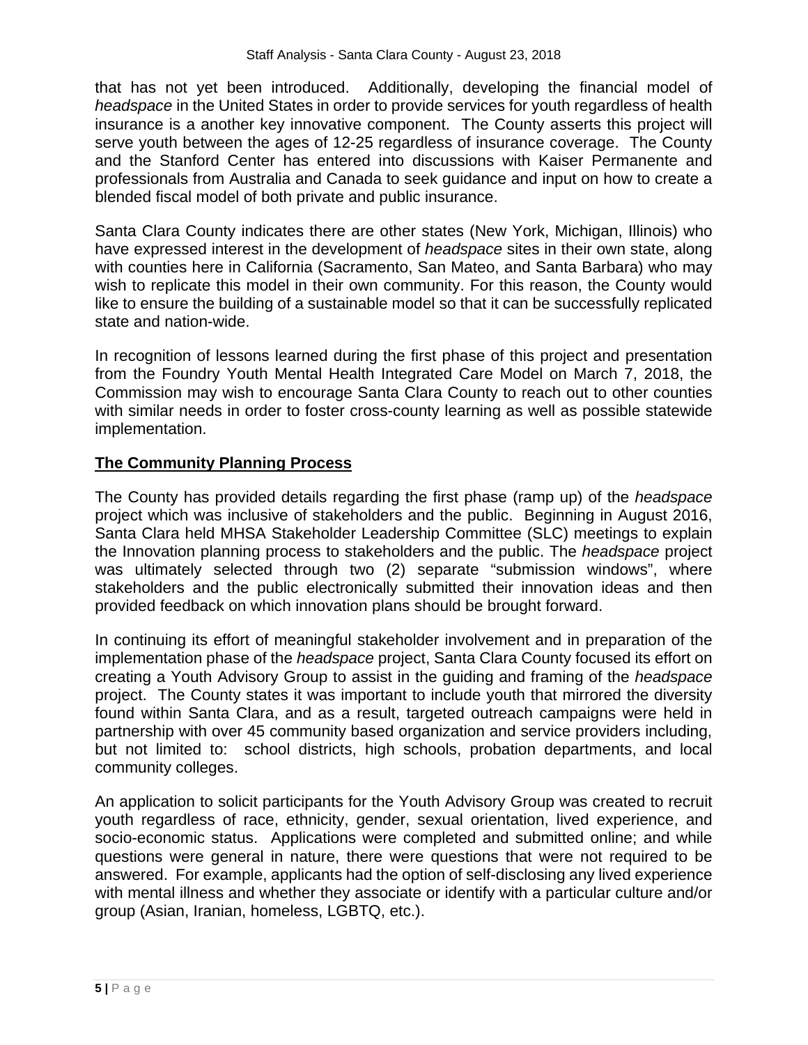that has not yet been introduced. Additionally, developing the financial model of *headspace* in the United States in order to provide services for youth regardless of health insurance is a another key innovative component. The County asserts this project will serve youth between the ages of 12-25 regardless of insurance coverage. The County and the Stanford Center has entered into discussions with Kaiser Permanente and professionals from Australia and Canada to seek guidance and input on how to create a blended fiscal model of both private and public insurance.

Santa Clara County indicates there are other states (New York, Michigan, Illinois) who have expressed interest in the development of *headspace* sites in their own state, along with counties here in California (Sacramento, San Mateo, and Santa Barbara) who may wish to replicate this model in their own community. For this reason, the County would like to ensure the building of a sustainable model so that it can be successfully replicated state and nation-wide.

In recognition of lessons learned during the first phase of this project and presentation from the Foundry Youth Mental Health Integrated Care Model on March 7, 2018, the Commission may wish to encourage Santa Clara County to reach out to other counties with similar needs in order to foster cross-county learning as well as possible statewide implementation.

## The Community Planning Process

The County has provided details regarding the first phase (ramp up) of the *headspace* project which was inclusive of stakeholders and the public. Beginning in August 2016, Santa Clara held MHSA Stakeholder Leadership Committee (SLC) meetings to explain the Innovation planning process to stakeholders and the public. The *headspace* project was ultimately selected through two (2) separate "submission windows", where stakeholders and the public electronically submitted their innovation ideas and then provided feedback on which innovation plans should be brought forward.

In continuing its effort of meaningful stakeholder involvement and in preparation of the implementation phase of the *headspace* project, Santa Clara County focused its effort on creating a Youth Advisory Group to assist in the guiding and framing of the *headspace* project. The County states it was important to include youth that mirrored the diversity found within Santa Clara, and as a result, targeted outreach campaigns were held in partnership with over 45 community based organization and service providers including, but not limited to: school districts, high schools, probation departments, and local community colleges.

An application to solicit participants for the Youth Advisory Group was created to recruit youth regardless of race, ethnicity, gender, sexual orientation, lived experience, and socio-economic status. Applications were completed and submitted online; and while questions were general in nature, there were questions that were not required to be answered. For example, applicants had the option of self-disclosing any lived experience with mental illness and whether they associate or identify with a particular culture and/or group (Asian, Iranian, homeless, LGBTQ, etc.).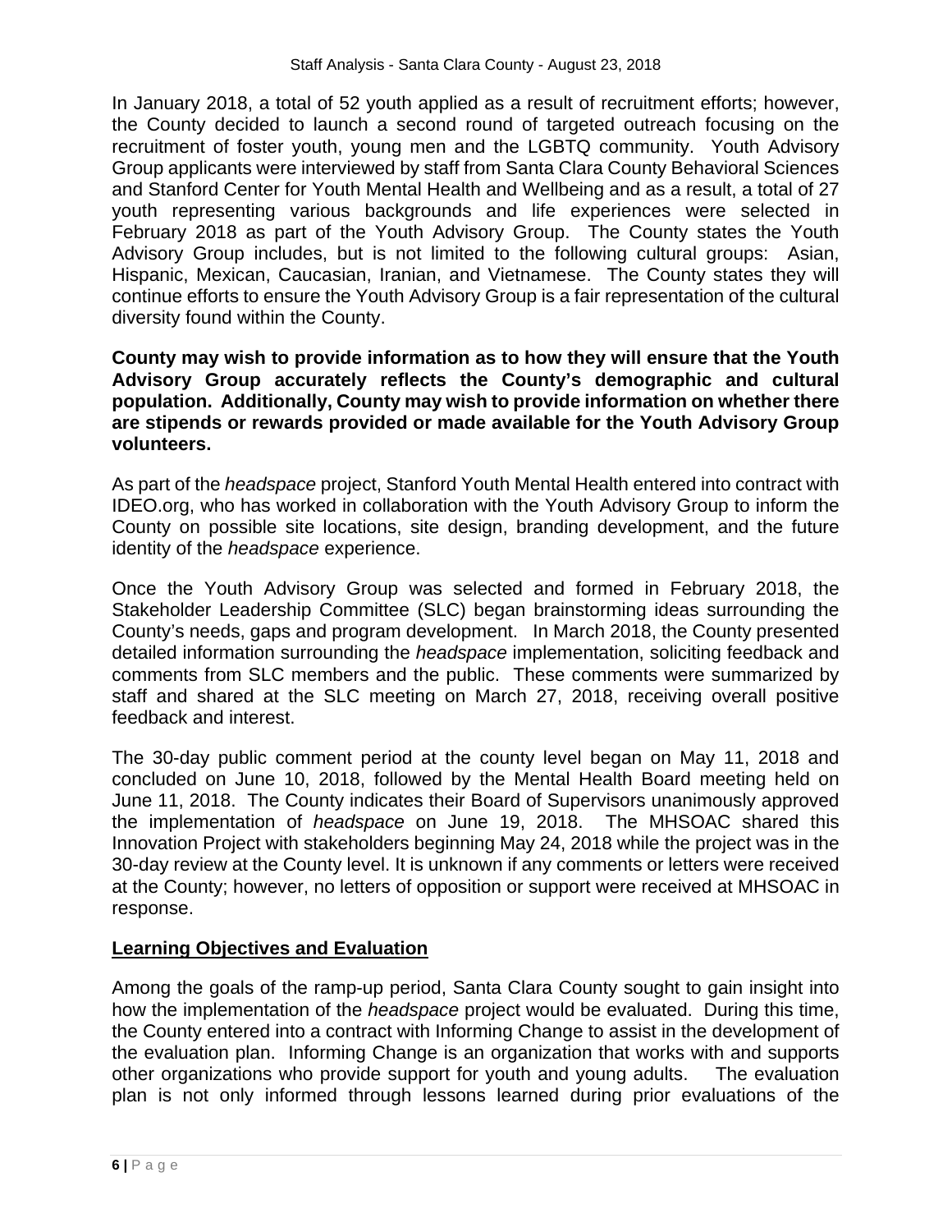In January 2018, a total of 52 youth applied as a result of recruitment efforts; however, the County decided to launch a second round of targeted outreach focusing on the recruitment of foster youth, young men and the LGBTQ community. Youth Advisory Group applicants were interviewed by staff from Santa Clara County Behavioral Sciences and Stanford Center for Youth Mental Health and Wellbeing and as a result, a total of 27 youth representing various backgrounds and life experiences were selected in February 2018 as part of the Youth Advisory Group. The County states the Youth Advisory Group includes, but is not limited to the following cultural groups: Asian, Hispanic, Mexican, Caucasian, Iranian, and Vietnamese. The County states they will continue efforts to ensure the Youth Advisory Group is a fair representation of the cultural diversity found within the County.

**County may wish to provide information as to how they will ensure that the Youth Advisory Group accurately reflects the County's demographic and cultural population. Additionally, County may wish to provide information on whether there are stipends or rewards provided or made available for the Youth Advisory Group volunteers.**

As part of the *headspace* project, Stanford Youth Mental Health entered into contract with IDEO.org, who has worked in collaboration with the Youth Advisory Group to inform the County on possible site locations, site design, branding development, and the future identity of the *headspace* experience.

Once the Youth Advisory Group was selected and formed in February 2018, the Stakeholder Leadership Committee (SLC) began brainstorming ideas surrounding the County's needs, gaps and program development. In March 2018, the County presented detailed information surrounding the *headspace* implementation, soliciting feedback and comments from SLC members and the public. These comments were summarized by staff and shared at the SLC meeting on March 27, 2018, receiving overall positive feedback and interest.

The 30-day public comment period at the county level began on May 11, 2018 and concluded on June 10, 2018, followed by the Mental Health Board meeting held on June 11, 2018. The County indicates their Board of Supervisors unanimously approved the implementation of *headspace* on June 19, 2018. The MHSOAC shared this Innovation Project with stakeholders beginning May 24, 2018 while the project was in the 30-day review at the County level. It is unknown if any comments or letters were received at the County; however, no letters of opposition or support were received at MHSOAC in response.

## Learning Objectives and Evaluation

Among the goals of the ramp-up period, Santa Clara County sought to gain insight into how the implementation of the *headspace* project would be evaluated. During this time, the County entered into a contract with Informing Change to assist in the development of the evaluation plan. Informing Change is an organization that works with and supports other organizations who provide support for youth and young adults. The evaluation plan is not only informed through lessons learned during prior evaluations of the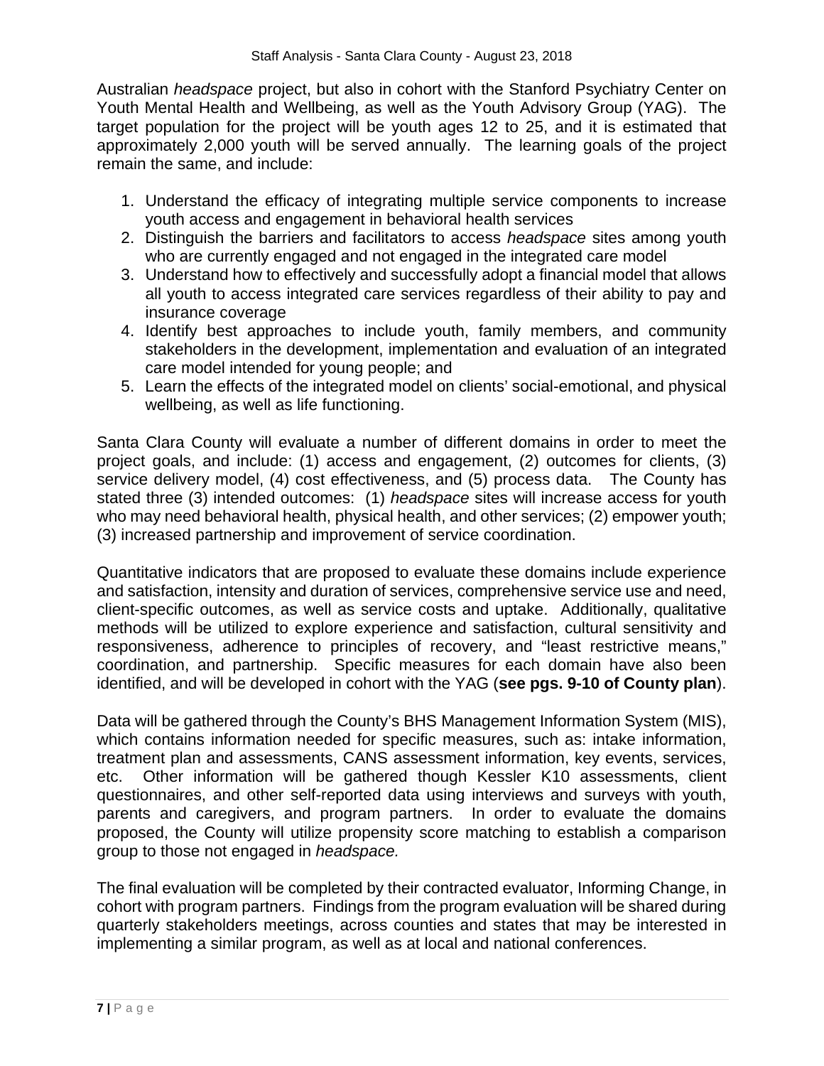Australian *headspace* project, but also in cohort with the Stanford Psychiatry Center on Youth Mental Health and Wellbeing, as well as the Youth Advisory Group (YAG). The target population for the project will be youth ages 12 to 25, and it is estimated that approximately 2,000 youth will be served annually. The learning goals of the project remain the same, and include:

1. Understand the efficacy of integrating multiple service components to increase youth access and engagement in behavioral health services
2. Distinguish the barriers and facilitators to access *headspace* sites among youth who are currently engaged and not engaged in the integrated care model
3. Understand how to effectively and successfully adopt a financial model that allows all youth to access integrated care services regardless of their ability to pay and insurance coverage
4. Identify best approaches to include youth, family members, and community stakeholders in the development, implementation and evaluation of an integrated care model intended for young people; and
5. Learn the effects of the integrated model on clients' social-emotional, and physical wellbeing, as well as life functioning.

Santa Clara County will evaluate a number of different domains in order to meet the project goals, and include: (1) access and engagement, (2) outcomes for clients, (3) service delivery model, (4) cost effectiveness, and (5) process data. The County has stated three (3) intended outcomes: (1) *headspace* sites will increase access for youth who may need behavioral health, physical health, and other services; (2) empower youth; (3) increased partnership and improvement of service coordination.

Quantitative indicators that are proposed to evaluate these domains include experience and satisfaction, intensity and duration of services, comprehensive service use and need, client-specific outcomes, as well as service costs and uptake. Additionally, qualitative methods will be utilized to explore experience and satisfaction, cultural sensitivity and responsiveness, adherence to principles of recovery, and "least restrictive means," coordination, and partnership. Specific measures for each domain have also been identified, and will be developed in cohort with the YAG (**see pgs. 9-10 of County plan**).

Data will be gathered through the County's BHS Management Information System (MIS), which contains information needed for specific measures, such as: intake information, treatment plan and assessments, CANS assessment information, key events, services, etc. Other information will be gathered though Kessler K10 assessments, client questionnaires, and other self-reported data using interviews and surveys with youth, parents and caregivers, and program partners. In order to evaluate the domains proposed, the County will utilize propensity score matching to establish a comparison group to those not engaged in *headspace.*

The final evaluation will be completed by their contracted evaluator, Informing Change, in cohort with program partners. Findings from the program evaluation will be shared during quarterly stakeholders meetings, across counties and states that may be interested in implementing a similar program, as well as at local and national conferences.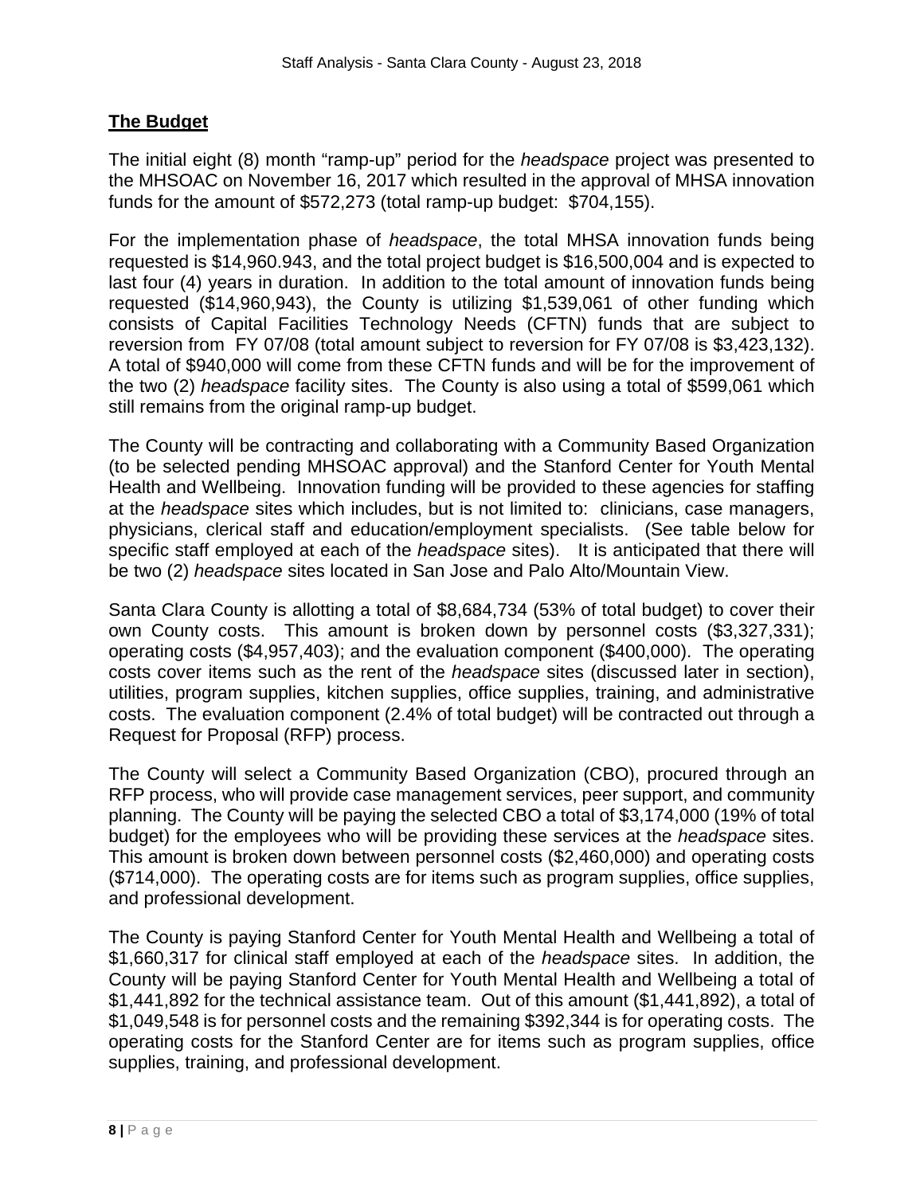## **The Budget**

The initial eight (8) month "ramp-up" period for the *headspace* project was presented to the MHSOAC on November 16, 2017 which resulted in the approval of MHSA innovation funds for the amount of $572,273 (total ramp-up budget: $704,155).

For the implementation phase of *headspace*, the total MHSA innovation funds being requested is $14,960.943, and the total project budget is $16,500,004 and is expected to last four (4) years in duration. In addition to the total amount of innovation funds being requested ($14,960,943), the County is utilizing $1,539,061 of other funding which consists of Capital Facilities Technology Needs (CFTN) funds that are subject to reversion from FY 07/08 (total amount subject to reversion for FY 07/08 is $3,423,132). A total of $940,000 will come from these CFTN funds and will be for the improvement of the two (2) *headspace* facility sites. The County is also using a total of $599,061 which still remains from the original ramp-up budget.

The County will be contracting and collaborating with a Community Based Organization (to be selected pending MHSOAC approval) and the Stanford Center for Youth Mental Health and Wellbeing. Innovation funding will be provided to these agencies for staffing at the *headspace* sites which includes, but is not limited to: clinicians, case managers, physicians, clerical staff and education/employment specialists. (See table below for specific staff employed at each of the *headspace* sites). It is anticipated that there will be two (2) *headspace* sites located in San Jose and Palo Alto/Mountain View.

Santa Clara County is allotting a total of $8,684,734 (53% of total budget) to cover their own County costs. This amount is broken down by personnel costs ($3,327,331); operating costs ($4,957,403); and the evaluation component ($400,000). The operating costs cover items such as the rent of the *headspace* sites (discussed later in section), utilities, program supplies, kitchen supplies, office supplies, training, and administrative costs. The evaluation component (2.4% of total budget) will be contracted out through a Request for Proposal (RFP) process.

The County will select a Community Based Organization (CBO), procured through an RFP process, who will provide case management services, peer support, and community planning. The County will be paying the selected CBO a total of $3,174,000 (19% of total budget) for the employees who will be providing these services at the *headspace* sites. This amount is broken down between personnel costs ($2,460,000) and operating costs ($714,000). The operating costs are for items such as program supplies, office supplies, and professional development.

The County is paying Stanford Center for Youth Mental Health and Wellbeing a total of $1,660,317 for clinical staff employed at each of the *headspace* sites. In addition, the County will be paying Stanford Center for Youth Mental Health and Wellbeing a total of $1,441,892 for the technical assistance team. Out of this amount ($1,441,892), a total of $1,049,548 is for personnel costs and the remaining $392,344 is for operating costs. The operating costs for the Stanford Center are for items such as program supplies, office supplies, training, and professional development.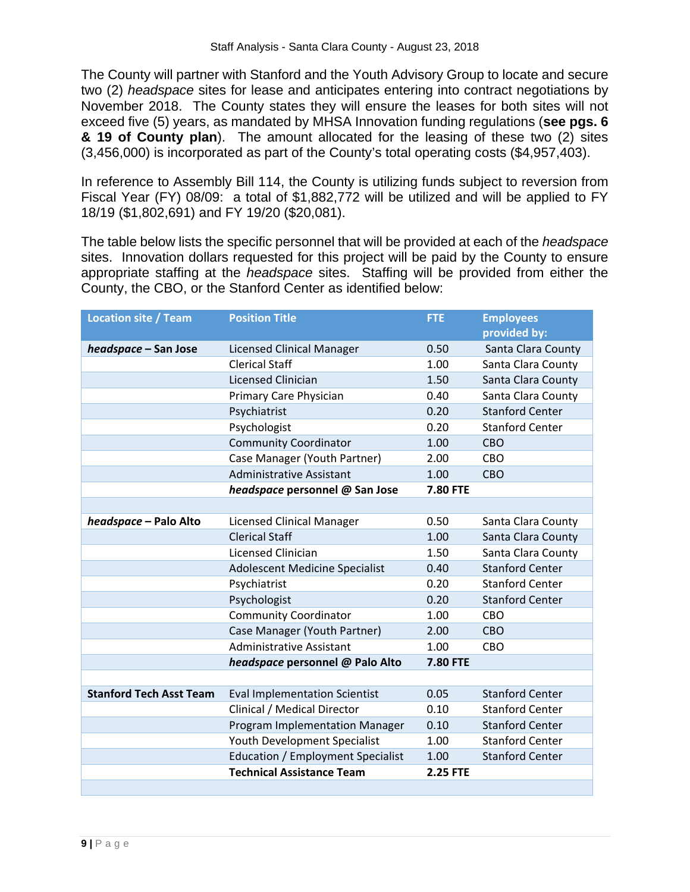The County will partner with Stanford and the Youth Advisory Group to locate and secure two (2) *headspace* sites for lease and anticipates entering into contract negotiations by November 2018. The County states they will ensure the leases for both sites will not exceed five (5) years, as mandated by MHSA Innovation funding regulations (**see pgs. 6 & 19 of County plan**). The amount allocated for the leasing of these two (2) sites (3,456,000) is incorporated as part of the County's total operating costs ($4,957,403).

In reference to Assembly Bill 114, the County is utilizing funds subject to reversion from Fiscal Year (FY) 08/09: a total of $1,882,772 will be utilized and will be applied to FY 18/19 ($1,802,691) and FY 19/20 ($20,081).

The table below lists the specific personnel that will be provided at each of the *headspace* sites. Innovation dollars requested for this project will be paid by the County to ensure appropriate staffing at the *headspace* sites. Staffing will be provided from either the County, the CBO, or the Stanford Center as identified below:

| Location site / Team | Position Title | FTE | Employees provided by: |
|---|---|---|---|
| ***headspace* – San Jose** | Licensed Clinical Manager | 0.50 | Santa Clara County |
| | Clerical Staff | 1.00 | Santa Clara County |
| | Licensed Clinician | 1.50 | Santa Clara County |
| | Primary Care Physician | 0.40 | Santa Clara County |
| | Psychiatrist | 0.20 | Stanford Center |
| | Psychologist | 0.20 | Stanford Center |
| | Community Coordinator | 1.00 | CBO |
| | Case Manager (Youth Partner) | 2.00 | CBO |
| | Administrative Assistant | 1.00 | CBO |
| | ***headspace* personnel @ San Jose** | **7.80 FTE** | |
| | | | |
| ***headspace* – Palo Alto** | Licensed Clinical Manager | 0.50 | Santa Clara County |
| | Clerical Staff | 1.00 | Santa Clara County |
| | Licensed Clinician | 1.50 | Santa Clara County |
| | Adolescent Medicine Specialist | 0.40 | Stanford Center |
| | Psychiatrist | 0.20 | Stanford Center |
| | Psychologist | 0.20 | Stanford Center |
| | Community Coordinator | 1.00 | CBO |
| | Case Manager (Youth Partner) | 2.00 | CBO |
| | Administrative Assistant | 1.00 | CBO |
| | ***headspace* personnel @ Palo Alto** | **7.80 FTE** | |
| | | | |
| **Stanford Tech Asst Team** | Eval Implementation Scientist | 0.05 | Stanford Center |
| | Clinical / Medical Director | 0.10 | Stanford Center |
| | Program Implementation Manager | 0.10 | Stanford Center |
| | Youth Development Specialist | 1.00 | Stanford Center |
| | Education / Employment Specialist | 1.00 | Stanford Center |
| | **Technical Assistance Team** | **2.25 FTE** | |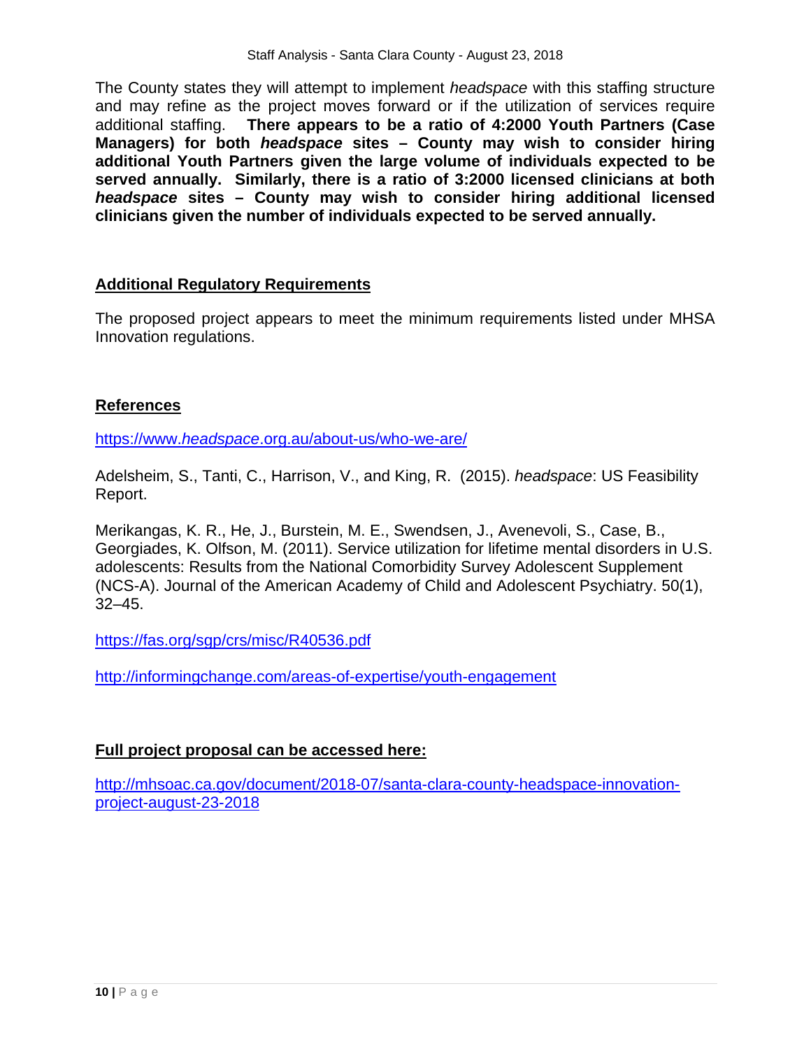The County states they will attempt to implement *headspace* with this staffing structure and may refine as the project moves forward or if the utilization of services require additional staffing. **There appears to be a ratio of 4:2000 Youth Partners (Case Managers) for both *headspace* sites – County may wish to consider hiring additional Youth Partners given the large volume of individuals expected to be served annually. Similarly, there is a ratio of 3:2000 licensed clinicians at both *headspace* sites – County may wish to consider hiring additional licensed clinicians given the number of individuals expected to be served annually.**

## Additional Regulatory Requirements

The proposed project appears to meet the minimum requirements listed under MHSA Innovation regulations.

## References

https://www.*headspace*.org.au/about-us/who-we-are/

Adelsheim, S., Tanti, C., Harrison, V., and King, R. (2015). *headspace*: US Feasibility Report.

Merikangas, K. R., He, J., Burstein, M. E., Swendsen, J., Avenevoli, S., Case, B., Georgiades, K. Olfson, M. (2011). Service utilization for lifetime mental disorders in U.S. adolescents: Results from the National Comorbidity Survey Adolescent Supplement (NCS-A). Journal of the American Academy of Child and Adolescent Psychiatry. 50(1), 32–45.

https://fas.org/sgp/crs/misc/R40536.pdf

http://informingchange.com/areas-of-expertise/youth-engagement

## Full project proposal can be accessed here:

http://mhsoac.ca.gov/document/2018-07/santa-clara-county-headspace-innovation-project-august-23-2018